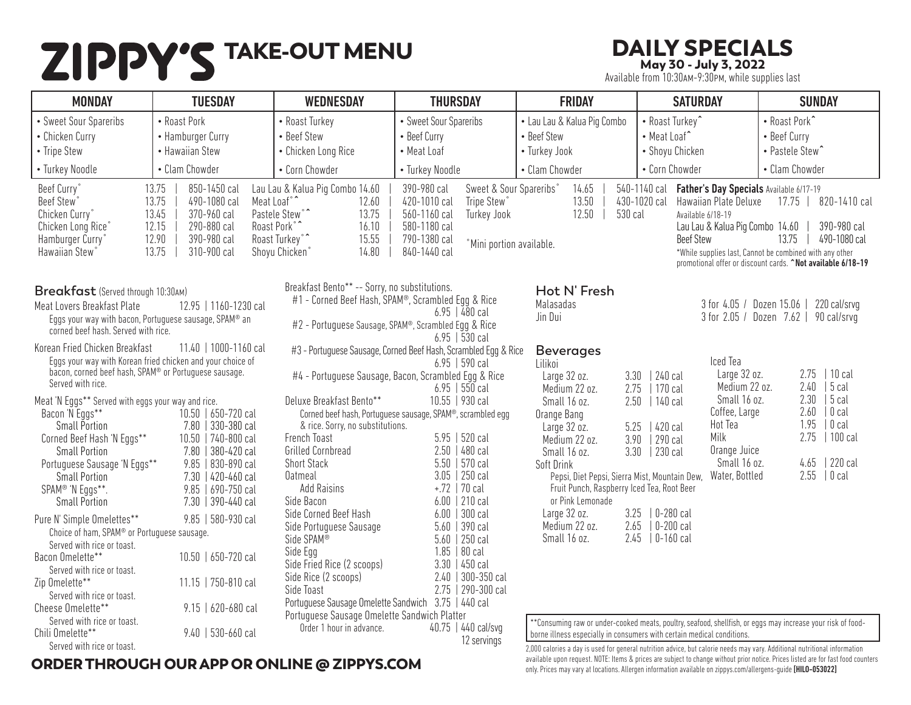# ZIPPY'S TAKE-OUT MENU

# DAILY SPECIALS

**May 30 - July 3, 2022**

Available from 10:30AM-9:30PM, while supplies last

| MONDAY | TUESDAY | WEDNESDAY | THURSDAY | FRIDAY | SATURDAY | SUNDAY |
|---|---|---|---|---|---|---|
| • Sweet Sour Spareribs | • Roast Pork | • Roast Turkey | • Sweet Sour Spareribs | • Lau Lau & Kalua Pig Combo | • Roast Turkey^ | • Roast Pork^ |
| • Chicken Curry | • Hamburger Curry | • Beef Stew | • Beef Curry | • Beef Stew | • Meat Loaf^ | • Beef Curry |
| • Tripe Stew | • Hawaiian Stew | • Chicken Long Rice | • Meat Loaf | • Turkey Jook | • Shoyu Chicken | • Pastele Stew^ |
| • Turkey Noodle | • Clam Chowder | • Corn Chowder | • Turkey Noodle | • Clam Chowder | • Corn Chowder | • Clam Chowder |

| | | |
|---|---|---|
| Beef Curry° | 13.75 | 850-1450 cal |
| Beef Stew° | 13.75 | 490-1080 cal |
| Chicken Curry° | 13.45 | 370-960 cal |
| Chicken Long Rice° | 12.15 | 290-880 cal |
| Hamburger Curry° | 12.90 | 390-980 cal |
| Hawaiian Stew° | 13.75 | 310-900 cal |
| Lau Lau & Kalua Pig Combo | 14.60 | 390-980 cal |
| Meat Loaf°^ | 12.60 | 420-1010 cal |
| Pastele Stew°^ | 13.75 | 560-1160 cal |
| Roast Pork°^ | 16.10 | 580-1180 cal |
| Roast Turkey°^ | 15.55 | 790-1380 cal |
| Shoyu Chicken° | 14.80 | 840-1440 cal |
| Sweet & Sour Spareribs° | 14.65 | 540-1140 cal |
| Tripe Stew° | 13.50 | 430-1020 cal |
| Turkey Jook | 12.50 | 530 cal |

°Mini portion available.

**Father's Day Specials** Available 6/17-19

| | | |
|---|---|---|
| Hawaiian Plate Deluxe | 17.75 | 820-1410 cal |

Available 6/18-19

| | | |
|---|---|---|
| Lau Lau & Kalua Pig Combo | 14.60 | 390-980 cal |
| Beef Stew | 13.75 | 490-1080 cal |

*While supplies last, Cannot be combined with any other promotional offer or discount cards. **^Not available 6/18-19**

## Breakfast (Served through 10:30AM)

| | | |
|---|---|---|
| Meat Lovers Breakfast Plate | 12.95 | 1160-1230 cal |

Eggs your way with bacon, Portuguese sausage, SPAM® an corned beef hash. Served with rice.

| | | |
|---|---|---|
| Korean Fried Chicken Breakfast | 11.40 | 1000-1160 cal |

Eggs your way with Korean fried chicken and your choice of bacon, corned beef hash, SPAM® or Portuguese sausage. Served with rice.

Meat 'N Eggs** Served with eggs your way and rice.

| | | |
|---|---|---|
| Bacon 'N Eggs** | 10.50 | 650-720 cal |
| Small Portion | 7.80 | 330-380 cal |
| Corned Beef Hash 'N Eggs** | 10.50 | 740-800 cal |
| Small Portion | 7.80 | 380-420 cal |
| Portuguese Sausage 'N Eggs** | 9.85 | 830-890 cal |
| Small Portion | 7.30 | 420-460 cal |
| SPAM® 'N Eggs**. | 9.85 | 690-750 cal |
| Small Portion | 7.30 | 390-440 cal |

| | | |
|---|---|---|
| Pure N' Simple Omelettes** (Choice of ham, SPAM® or Portuguese sausage. Served with rice or toast.) | 9.85 | 580-930 cal |
| Bacon Omelette** (Served with rice or toast.) | 10.50 | 650-720 cal |
| Zip Omelette** (Served with rice or toast.) | 11.15 | 750-810 cal |
| Cheese Omelette** (Served with rice or toast.) | 9.15 | 620-680 cal |
| Chili Omelette** (Served with rice or toast.) | 9.40 | 530-660 cal |

Breakfast Bento** -- Sorry, no substitutions.

| | | |
|---|---|---|
| #1 - Corned Beef Hash, SPAM®, Scrambled Egg & Rice | 6.95 | 480 cal |
| #2 - Portuguese Sausage, SPAM®, Scrambled Egg & Rice | 6.95 | 530 cal |
| #3 - Portuguese Sausage, Corned Beef Hash, Scrambled Egg & Rice | 6.95 | 590 cal |
| #4 - Portuguese Sausage, Bacon, Scrambled Egg & Rice | 6.95 | 550 cal |
| Deluxe Breakfast Bento** (Corned beef hash, Portuguese sausage, SPAM®, scrambled egg & rice. Sorry, no substitutions.) | 10.55 | 930 cal |
| French Toast | 5.95 | 520 cal |
| Grilled Cornbread | 2.50 | 480 cal |
| Short Stack | 5.50 | 570 cal |
| Oatmeal | 3.05 | 250 cal |
| Add Raisins | +.72 | 70 cal |
| Side Bacon | 6.00 | 210 cal |
| Side Corned Beef Hash | 6.00 | 300 cal |
| Side Portuguese Sausage | 5.60 | 390 cal |
| Side SPAM® | 5.60 | 250 cal |
| Side Egg | 1.85 | 80 cal |
| Side Fried Rice (2 scoops) | 3.30 | 450 cal |
| Side Rice (2 scoops) | 2.40 | 300-350 cal |
| Side Toast | 2.75 | 290-300 cal |
| Portuguese Sausage Omelette Sandwich | 3.75 | 440 cal |
| Portuguese Sausage Omelette Sandwich Platter (Order 1 hour in advance.) | 40.75 | 440 cal/svg, 12 servings |

## Hot N' Fresh

| | | | |
|---|---|---|---|
| Malasadas | 3 for 4.05 | Dozen 15.06 | 220 cal/srvg |
| Jin Dui | 3 for 2.05 | Dozen 7.62 | 90 cal/srvg |

## Beverages

| | | |
|---|---|---|
| **Lilikoi** | | |
| Large 32 oz. | 3.30 | 240 cal |
| Medium 22 oz. | 2.75 | 170 cal |
| Small 16 oz. | 2.50 | 140 cal |
| **Orange Bang** | | |
| Large 32 oz. | 5.25 | 420 cal |
| Medium 22 oz. | 3.90 | 290 cal |
| Small 16 oz. | 3.30 | 230 cal |
| **Soft Drink** (Pepsi, Diet Pepsi, Sierra Mist, Mountain Dew, Fruit Punch, Raspberry Iced Tea, Root Beer or Pink Lemonade) | | |
| Large 32 oz. | 3.25 | 0-280 cal |
| Medium 22 oz. | 2.65 | 0-200 cal |
| Small 16 oz. | 2.45 | 0-160 cal |
| **Iced Tea** | | |
| Large 32 oz. | 2.75 | 10 cal |
| Medium 22 oz. | 2.40 | 5 cal |
| Small 16 oz. | 2.30 | 5 cal |
| Coffee, Large | 2.60 | 0 cal |
| Hot Tea | 1.95 | 0 cal |
| Milk | 2.75 | 100 cal |
| **Orange Juice** | | |
| Small 16 oz. | 4.65 | 220 cal |
| Water, Bottled | 2.55 | 0 cal |

**Consuming raw or under-cooked meats, poultry, seafood, shellfish, or eggs may increase your risk of food-borne illness especially in consumers with certain medical conditions.

2,000 calories a day is used for general nutrition advice, but calorie needs may vary. Additional nutritional information available upon request. NOTE: Items & prices are subject to change without prior notice. Prices listed are for fast food counters only. Prices may vary at locations. Allergen information available on zippys.com/allergens-guide **[HILO-053022]**

## ORDER THROUGH OUR APP OR ONLINE @ ZIPPYS.COM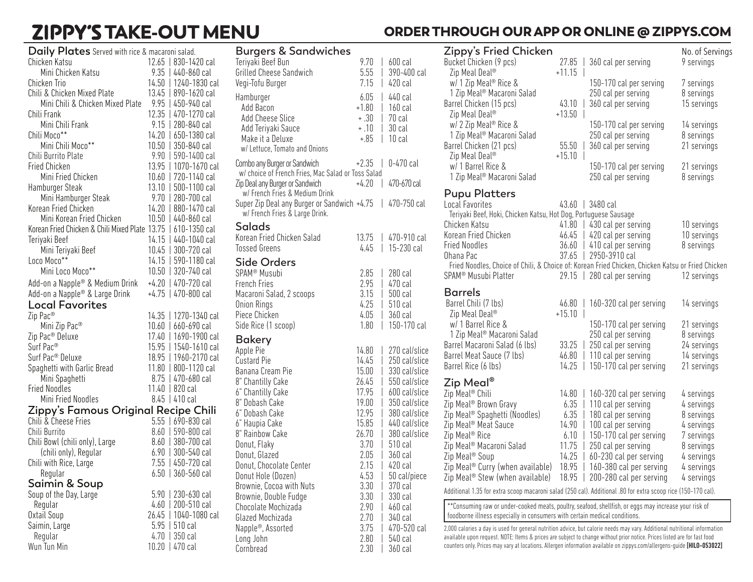# ZIPPY'S TAKE-OUT MENU

## ORDER THROUGH OUR APP OR ONLINE @ ZIPPYS.COM

## Daily Plates

Served with rice & macaroni salad.

| | | |
|---|---|---|
| Chicken Katsu | 12.65 | 830-1420 cal |
| Mini Chicken Katsu | 9.35 | 440-860 cal |
| Chicken Trio | 14.50 | 1240-1830 cal |
| Chili & Chicken Mixed Plate | 13.45 | 890-1620 cal |
| Mini Chili & Chicken Mixed Plate | 9.95 | 450-940 cal |
| Chili Frank | 12.35 | 470-1270 cal |
| Mini Chili Frank | 9.15 | 280-840 cal |
| Chili Moco** | 14.20 | 650-1380 cal |
| Mini Chili Moco** | 10.50 | 350-840 cal |
| Chili Burrito Plate | 9.90 | 590-1400 cal |
| Fried Chicken | 13.95 | 1070-1670 cal |
| Mini Fried Chicken | 10.60 | 720-1140 cal |
| Hamburger Steak | 13.10 | 500-1100 cal |
| Mini Hamburger Steak | 9.70 | 280-700 cal |
| Korean Fried Chicken | 14.20 | 880-1470 cal |
| Mini Korean Fried Chicken | 10.50 | 440-860 cal |
| Korean Fried Chicken & Chili Mixed Plate | 13.75 | 610-1350 cal |
| Teriyaki Beef | 14.15 | 440-1040 cal |
| Mini Teriyaki Beef | 10.45 | 300-720 cal |
| Loco Moco** | 14.15 | 590-1180 cal |
| Mini Loco Moco** | 10.50 | 320-740 cal |
| Add-on a Napple® & Medium Drink | +4.20 | 470-720 cal |
| Add-on a Napple® & Large Drink | +4.75 | 470-800 cal |

## Local Favorites

| | | |
|---|---|---|
| Zip Pac® | 14.35 | 1270-1340 cal |
| Mini Zip Pac® | 10.60 | 660-690 cal |
| Zip Pac® Deluxe | 17.40 | 1690-1900 cal |
| Surf Pac® | 15.95 | 1540-1610 cal |
| Surf Pac® Deluxe | 18.95 | 1960-2170 cal |
| Spaghetti with Garlic Bread | 11.80 | 800-1120 cal |
| Mini Spaghetti | 8.75 | 470-680 cal |
| Fried Noodles | 11.40 | 820 cal |
| Mini Fried Noodles | 8.45 | 410 cal |

## Zippy's Famous Original Recipe Chili

| | | |
|---|---|---|
| Chili & Cheese Fries | 5.55 | 690-830 cal |
| Chili Burrito | 8.60 | 590-800 cal |
| Chili Bowl (chili only), Large | 8.60 | 380-700 cal |
| (chili only), Regular | 6.90 | 300-540 cal |
| Chili with Rice, Large | 7.55 | 450-720 cal |
| Regular | 6.50 | 360-560 cal |

## Saimin & Soup

| | | |
|---|---|---|
| Soup of the Day, Large | 5.90 | 230-630 cal |
| Regular | 4.60 | 200-510 cal |
| Oxtail Soup | 26.45 | 1040-1080 cal |
| Saimin, Large | 5.95 | 510 cal |
| Regular | 4.70 | 350 cal |
| Wun Tun Min | 10.20 | 470 cal |

## Burgers & Sandwiches

| | | |
|---|---|---|
| Teriyaki Beef Bun | 9.70 | 600 cal |
| Grilled Cheese Sandwich | 5.55 | 390-400 cal |
| Vegi-Tofu Burger | 7.15 | 420 cal |
| Hamburger | 6.05 | 440 cal |
| Add Bacon | +1.80 | 160 cal |
| Add Cheese Slice | +.30 | 70 cal |
| Add Teriyaki Sauce | +.10 | 30 cal |
| Make it a Deluxe w/ Lettuce, Tomato and Onions | +.85 | 10 cal |
| Combo any Burger or Sandwich w/ choice of French Fries, Mac Salad or Toss Salad | +2.35 | 0-470 cal |
| Zip Deal any Burger or Sandwich w/ French Fries & Medium Drink | +4.20 | 470-670 cal |
| Super Zip Deal any Burger or Sandwich w/ French Fries & Large Drink. | +4.75 | 470-750 cal |

## Salads

| | | |
|---|---|---|
| Korean Fried Chicken Salad | 13.75 | 470-910 cal |
| Tossed Greens | 4.45 | 15-230 cal |

## Side Orders

| | | |
|---|---|---|
| SPAM® Musubi | 2.85 | 280 cal |
| French Fries | 2.95 | 470 cal |
| Macaroni Salad, 2 scoops | 3.15 | 500 cal |
| Onion Rings | 4.25 | 510 cal |
| Piece Chicken | 4.05 | 360 cal |
| Side Rice (1 scoop) | 1.80 | 150-170 cal |

## Bakery

| | | |
|---|---|---|
| Apple Pie | 14.80 | 270 cal/slice |
| Custard Pie | 14.45 | 250 cal/slice |
| Banana Cream Pie | 15.00 | 330 cal/slice |
| 8" Chantilly Cake | 26.45 | 550 cal/slice |
| 6" Chantilly Cake | 17.95 | 600 cal/slice |
| 8" Dobash Cake | 19.00 | 350 cal/slice |
| 6" Dobash Cake | 12.95 | 380 cal/slice |
| 6" Haupia Cake | 15.85 | 440 cal/slice |
| 8" Rainbow Cake | 26.70 | 380 cal/slice |
| Donut, Flaky | 3.70 | 510 cal |
| Donut, Glazed | 2.05 | 360 cal |
| Donut, Chocolate Center | 2.15 | 420 cal |
| Donut Hole (Dozen) | 4.53 | 50 cal/piece |
| Brownie, Cocoa with Nuts | 3.30 | 370 cal |
| Brownie, Double Fudge | 3.30 | 330 cal |
| Chocolate Mochizada | 2.90 | 460 cal |
| Glazed Mochizada | 2.70 | 340 cal |
| Napple®, Assorted | 3.75 | 470-520 cal |
| Long John | 2.80 | 540 cal |
| Cornbread | 2.30 | 360 cal |

## Zippy's Fried Chicken

| | | | No. of Servings |
|---|---|---|---|
| Bucket Chicken (9 pcs) | 27.85 | 360 cal per serving | 9 servings |
| Zip Meal Deal® | +11.15 | | |
| w/ 1 Zip Meal® Rice & | | 150-170 cal per serving | 7 servings |
| 1 Zip Meal® Macaroni Salad | | 250 cal per serving | 8 servings |
| Barrel Chicken (15 pcs) | 43.10 | 360 cal per serving | 15 servings |
| Zip Meal Deal® | +13.50 | | |
| w/ 2 Zip Meal® Rice & | | 150-170 cal per serving | 14 servings |
| 1 Zip Meal® Macaroni Salad | | 250 cal per serving | 8 servings |
| Barrel Chicken (21 pcs) | 55.50 | 360 cal per serving | 21 servings |
| Zip Meal Deal® | +15.10 | | |
| w/ 1 Barrel Rice & | | 150-170 cal per serving | 21 servings |
| 1 Zip Meal® Macaroni Salad | | 250 cal per serving | 8 servings |

## Pupu Platters

| | | | |
|---|---|---|---|
| Local Favorites (Teriyaki Beef, Hoki, Chicken Katsu, Hot Dog, Portuguese Sausage) | 43.60 | 3480 cal | |
| Chicken Katsu | 41.80 | 430 cal per serving | 10 servings |
| Korean Fried Chicken | 46.45 | 420 cal per serving | 10 servings |
| Fried Noodles | 36.60 | 410 cal per serving | 8 servings |
| Ohana Pac (Fried Noodles, Choice of Chili, & Choice of: Korean Fried Chicken, Chicken Katsu or Fried Chicken) | 37.65 | 2950-3910 cal | |
| SPAM® Musubi Platter | 29.15 | 280 cal per serving | 12 servings |

## Barrels

| | | | |
|---|---|---|---|
| Barrel Chili (7 lbs) | 46.80 | 160-320 cal per serving | 14 servings |
| Zip Meal Deal® | +15.10 | | |
| w/ 1 Barrel Rice & | | 150-170 cal per serving | 21 servings |
| 1 Zip Meal® Macaroni Salad | | 250 cal per serving | 8 servings |
| Barrel Macaroni Salad (6 lbs) | 33.25 | 250 cal per serving | 24 servings |
| Barrel Meat Sauce (7 lbs) | 46.80 | 110 cal per serving | 14 servings |
| Barrel Rice (6 lbs) | 14.25 | 150-170 cal per serving | 21 servings |

## Zip Meal®

| | | | |
|---|---|---|---|
| Zip Meal® Chili | 14.80 | 160-320 cal per serving | 4 servings |
| Zip Meal® Brown Gravy | 6.35 | 110 cal per serving | 4 servings |
| Zip Meal® Spaghetti (Noodles) | 6.35 | 180 cal per serving | 8 servings |
| Zip Meal® Meat Sauce | 14.90 | 100 cal per serving | 4 servings |
| Zip Meal® Rice | 6.10 | 150-170 cal per serving | 7 servings |
| Zip Meal® Macaroni Salad | 11.75 | 250 cal per serving | 8 servings |
| Zip Meal® Soup | 14.25 | 60-230 cal per serving | 4 servings |
| Zip Meal® Curry (when available) | 18.95 | 160-380 cal per serving | 4 servings |
| Zip Meal® Stew (when available) | 18.95 | 200-280 cal per serving | 4 servings |

Additional 1.35 for extra scoop macaroni salad (250 cal). Additional .80 for extra scoop rice (150-170 cal).

**Consuming raw or under-cooked meats, poultry, seafood, shellfish, or eggs may increase your risk of foodborne illness especially in consumers with certain medical conditions.

2,000 calories a day is used for general nutrition advice, but calorie needs may vary. Additional nutritional information available upon request. NOTE: Items & prices are subject to change without prior notice. Prices listed are for fast food counters only. Prices may vary at locations. Allergen information available on zippys.com/allergens-guide **[HILO-053022]**